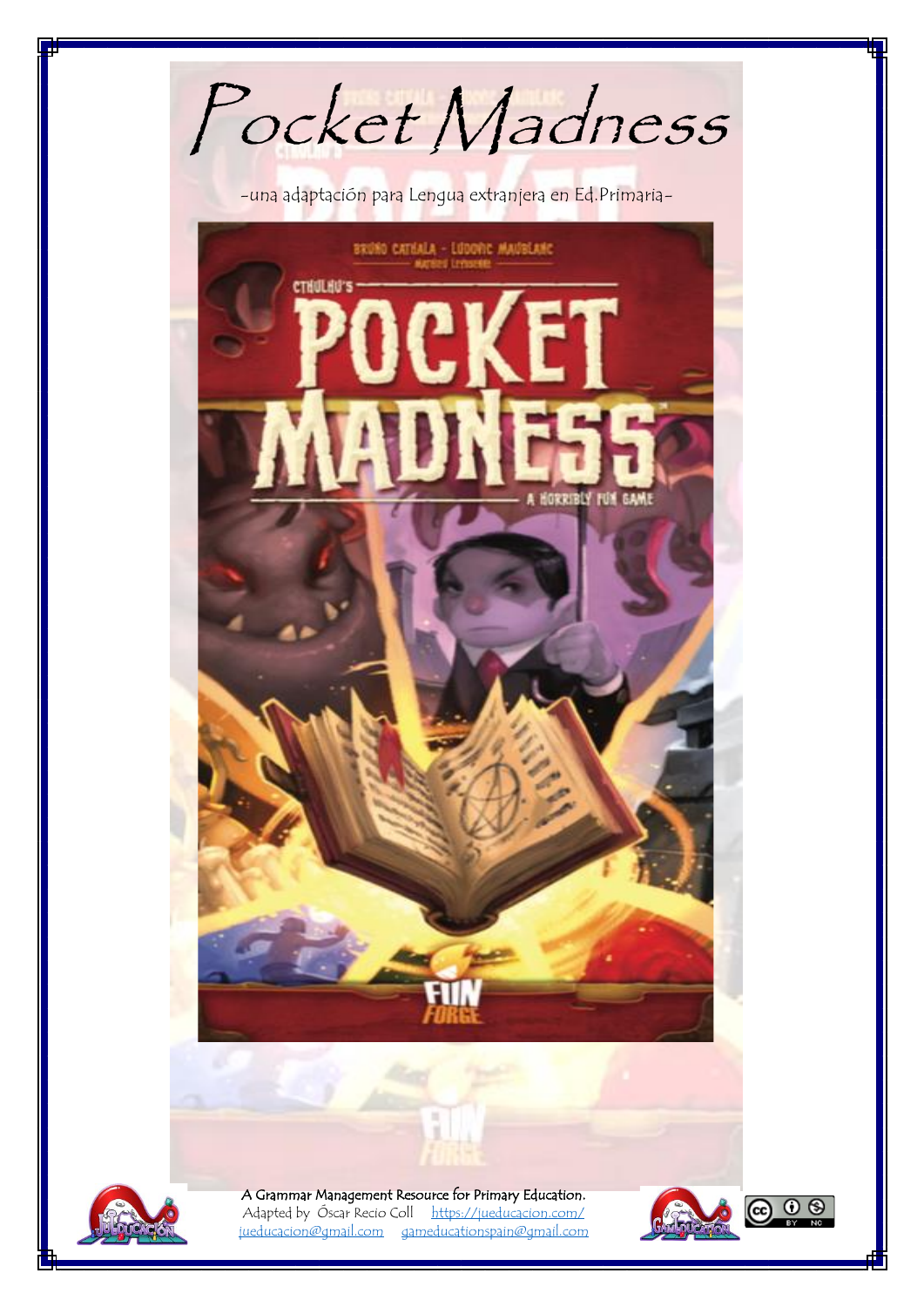# Pocket Madness

-una adaptación para Lengua extranjera en Ed.Primaria-

A Grammar Management Resource for Primary Education.

Adapted by Óscar Recio Coll https://jueducacion.com/

jueducacion@gmail.com gameducationspain@gmail.com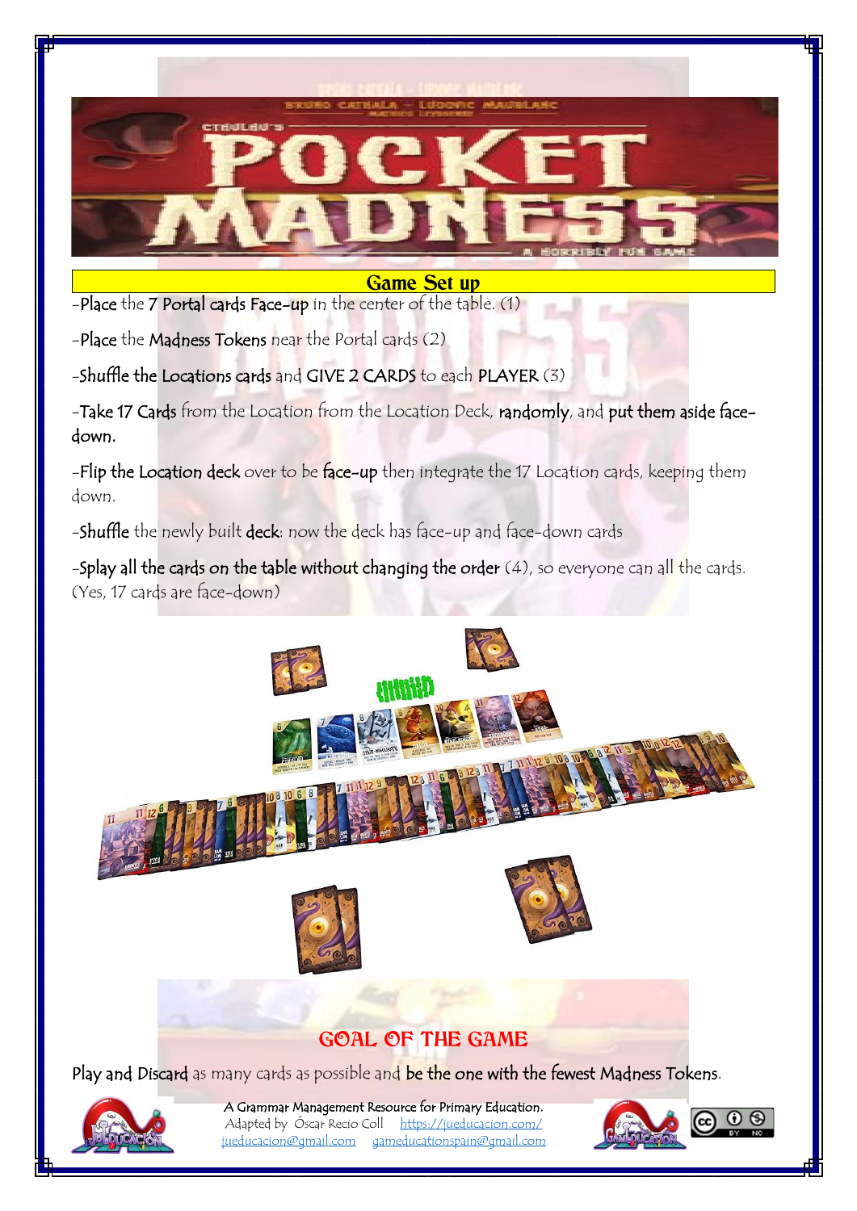## Game Set up

-Place the 7 Portal cards Face-up in the center of the table. (1)

-Place the Madness Tokens near the Portal cards (2)

-Shuffle the Locations cards and GIVE 2 CARDS to each PLAYER (3)

-Take 17 Cards from the Location from the Location Deck, randomly, and put them aside face-down.

-Flip the Location deck over to be face-up then integrate the 17 Location cards, keeping them down.

-Shuffle the newly built deck: now the deck has face-up and face-down cards

-Splay all the cards on the table without changing the order (4), so everyone can all the cards. (Yes, 17 cards are face-down)

## GOAL OF THE GAME

Play and Discard as many cards as possible and be the one with the fewest Madness Tokens.

A Grammar Management Resource for Primary Education.
Adapted by Óscar Recio Coll https://jueducacion.com/
jueducacion@gmail.com gameducationspain@gmail.com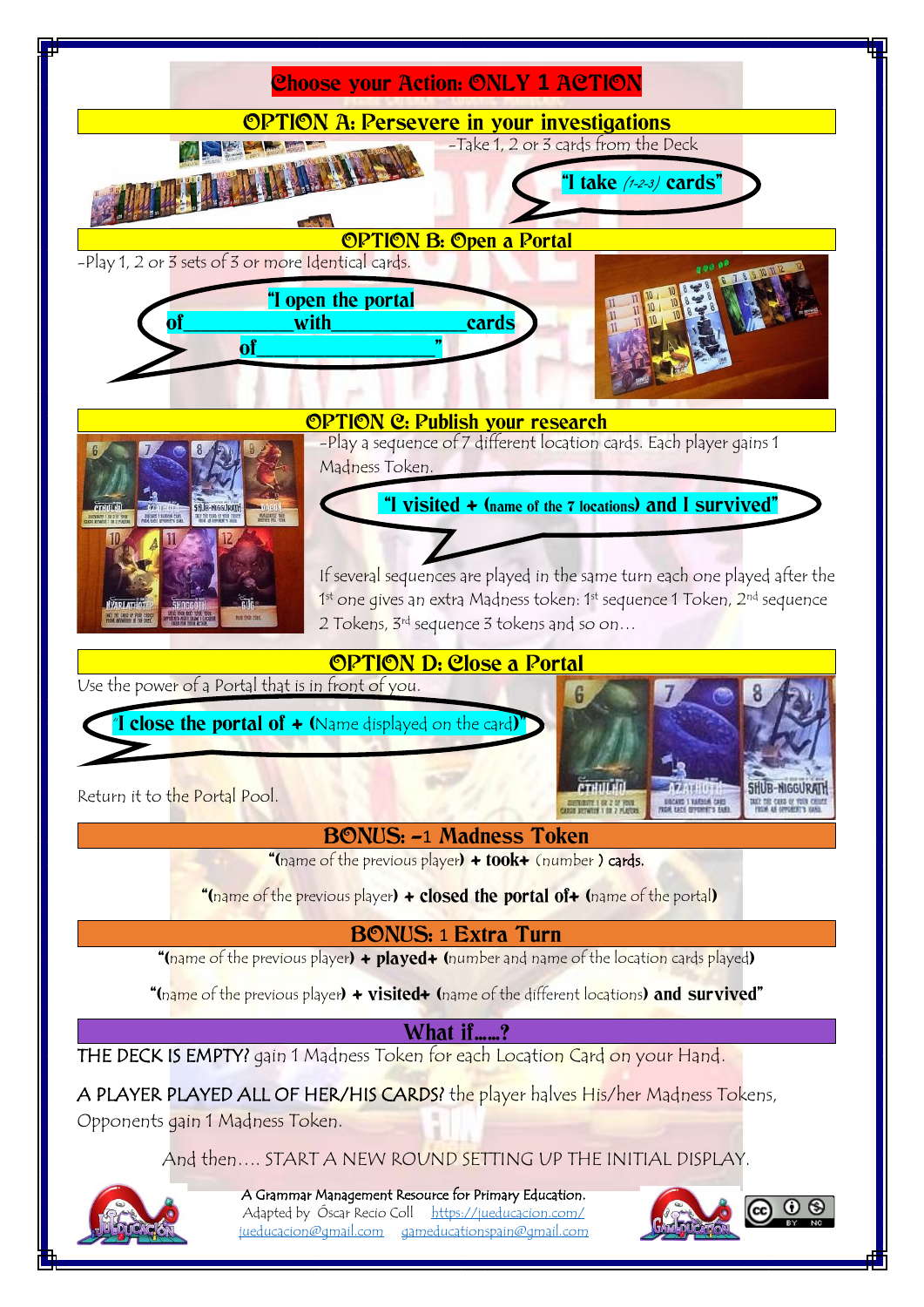# Choose your Action: ONLY 1 ACTION

## OPTION A: Persevere in your investigations

-Take 1, 2 or 3 cards from the Deck

"I take *(1-2-3)* cards"

## OPTION B: Open a Portal

-Play 1, 2 or 3 sets of 3 or more Identical cards.

"I open the portal of__________with____________cards of________________"

## OPTION C: Publish your research

-Play a sequence of 7 different location cards. Each player gains 1 Madness Token.

"I visited + (name of the 7 locations) and I survived"

If several sequences are played in the same turn each one played after the 1st one gives an extra Madness token: 1st sequence 1 Token, 2nd sequence 2 Tokens, 3rd sequence 3 tokens and so on…

## OPTION D: Close a Portal

Use the power of a Portal that is in front of you.

"I close the portal of + (Name displayed on the card)"

Return it to the Portal Pool.

## BONUS: -1 Madness Token

"(name of the previous player) + took+ (number ) cards.

"(name of the previous player) + closed the portal of+ (name of the portal)

## BONUS: 1 Extra Turn

"(name of the previous player) + played+ (number and name of the location cards played)

"(name of the previous player) + visited+ (name of the different locations) and survived"

## What if……?

THE DECK IS EMPTY? gain 1 Madness Token for each Location Card on your Hand.

A PLAYER PLAYED ALL OF HER/HIS CARDS? the player halves His/her Madness Tokens, Opponents gain 1 Madness Token.

And then…. START A NEW ROUND SETTING UP THE INITIAL DISPLAY.

A Grammar Management Resource for Primary Education.
Adapted by Óscar Recio Coll https://jueducacion.com/
jueducacion@gmail.com gameducationspain@gmail.com